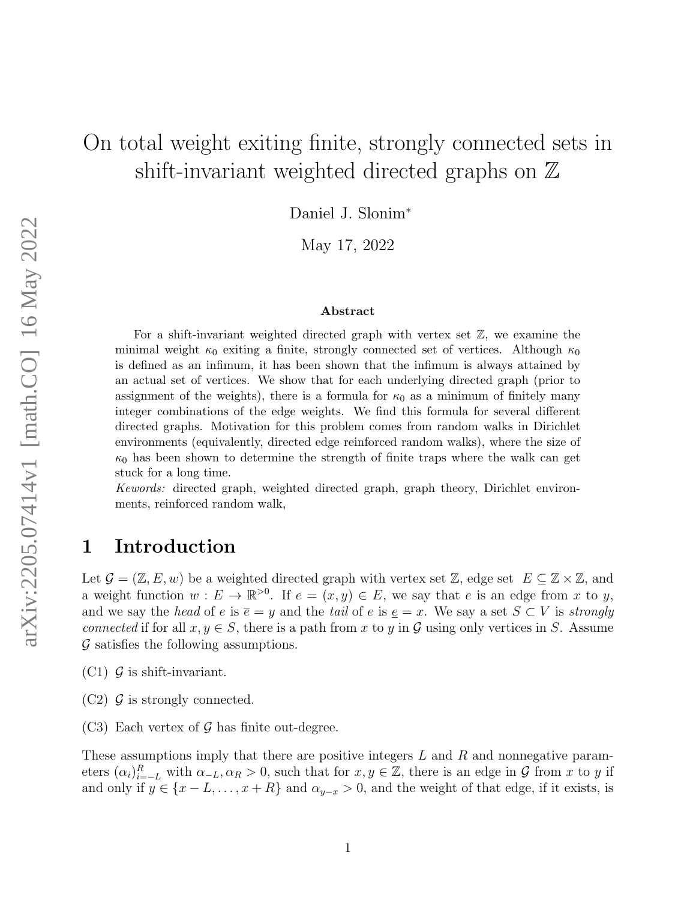# On total weight exiting finite, strongly connected sets in shift-invariant weighted directed graphs on $\mathbb{Z}$

Daniel J. Slonim*

May 17, 2022

### Abstract

For a shift-invariant weighted directed graph with vertex set $\mathbb{Z}$, we examine the minimal weight $\kappa_0$ exiting a finite, strongly connected set of vertices. Although $\kappa_0$ is defined as an infimum, it has been shown that the infimum is always attained by an actual set of vertices. We show that for each underlying directed graph (prior to assignment of the weights), there is a formula for $\kappa_0$ as a minimum of finitely many integer combinations of the edge weights. We find this formula for several different directed graphs. Motivation for this problem comes from random walks in Dirichlet environments (equivalently, directed edge reinforced random walks), where the size of $\kappa_0$ has been shown to determine the strength of finite traps where the walk can get stuck for a long time.

*Kewords:* directed graph, weighted directed graph, graph theory, Dirichlet environments, reinforced random walk,

## 1 Introduction

Let $\mathcal{G} = (\mathbb{Z}, E, w)$ be a weighted directed graph with vertex set $\mathbb{Z}$, edge set $E \subseteq \mathbb{Z} \times \mathbb{Z}$, and a weight function $w : E \to \mathbb{R}^{>0}$. If $e = (x, y) \in E$, we say that $e$ is an edge from $x$ to $y$, and we say the *head* of $e$ is $\overline{e} = y$ and the *tail* of $e$ is $\underline{e} = x$. We say a set $S \subset V$ is *strongly connected* if for all $x, y \in S$, there is a path from $x$ to $y$ in $\mathcal{G}$ using only vertices in $S$. Assume $\mathcal{G}$ satisfies the following assumptions.

(C1) $\mathcal{G}$ is shift-invariant.

(C2) $\mathcal{G}$ is strongly connected.

(C3) Each vertex of $\mathcal{G}$ has finite out-degree.

These assumptions imply that there are positive integers $L$ and $R$ and nonnegative parameters $(\alpha_i)_{i=-L}^{R}$ with $\alpha_{-L}, \alpha_R > 0$, such that for $x, y \in \mathbb{Z}$, there is an edge in $\mathcal{G}$ from $x$ to $y$ if and only if $y \in \{x - L, \dots, x + R\}$ and $\alpha_{y-x} > 0$, and the weight of that edge, if it exists, is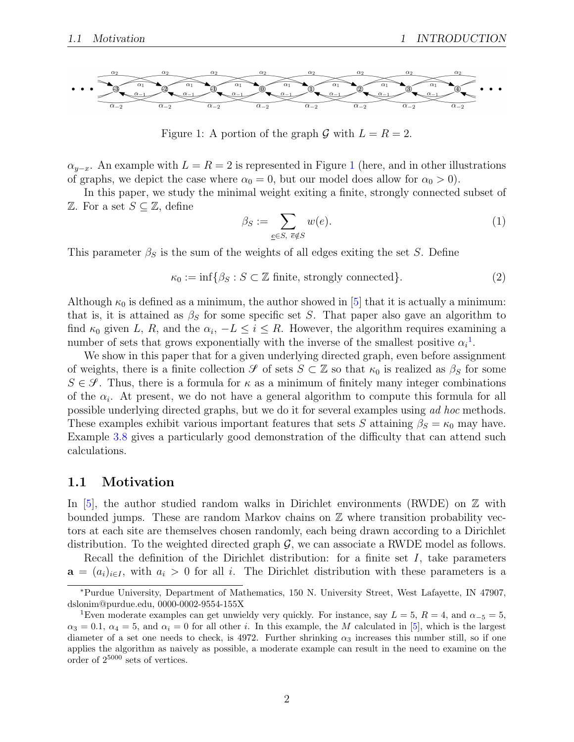Figure 1: A portion of the graph $\mathcal{G}$ with $L = R = 2$.

$\alpha_{y-x}$. An example with $L = R = 2$ is represented in Figure 1 (here, and in other illustrations of graphs, we depict the case where $\alpha_0 = 0$, but our model does allow for $\alpha_0 > 0$).

In this paper, we study the minimal weight exiting a finite, strongly connected subset of $\mathbb{Z}$. For a set $S \subseteq \mathbb{Z}$, define

$$\beta_S := \sum_{\underline{e} \in S, \ \overline{e} \notin S} w(e). \tag{1}$$

This parameter $\beta_S$ is the sum of the weights of all edges exiting the set $S$. Define

$$\kappa_0 := \inf\{\beta_S : S \subset \mathbb{Z} \text{ finite, strongly connected}\}. \tag{2}$$

Although $\kappa_0$ is defined as a minimum, the author showed in [5] that it is actually a minimum: that is, it is attained as $\beta_S$ for some specific set $S$. That paper also gave an algorithm to find $\kappa_0$ given $L$, $R$, and the $\alpha_i$, $-L \leq i \leq R$. However, the algorithm requires examining a number of sets that grows exponentially with the inverse of the smallest positive $\alpha_i$[1].

We show in this paper that for a given underlying directed graph, even before assignment of weights, there is a finite collection $\mathscr{S}$ of sets $S \subset \mathbb{Z}$ so that $\kappa_0$ is realized as $\beta_S$ for some $S \in \mathscr{S}$. Thus, there is a formula for $\kappa$ as a minimum of finitely many integer combinations of the $\alpha_i$. At present, we do not have a general algorithm to compute this formula for all possible underlying directed graphs, but we do it for several examples using *ad hoc* methods. These examples exhibit various important features that sets $S$ attaining $\beta_S = \kappa_0$ may have. Example 3.8 gives a particularly good demonstration of the difficulty that can attend such calculations.

## 1.1 Motivation

In [5], the author studied random walks in Dirichlet environments (RWDE) on $\mathbb{Z}$ with bounded jumps. These are random Markov chains on $\mathbb{Z}$ where transition probability vectors at each site are themselves chosen randomly, each being drawn according to a Dirichlet distribution. To the weighted directed graph $\mathcal{G}$, we can associate a RWDE model as follows.

Recall the definition of the Dirichlet distribution: for a finite set $I$, take parameters $\mathbf{a} = (a_i)_{i \in I}$, with $a_i > 0$ for all $i$. The Dirichlet distribution with these parameters is a

---

*Purdue University, Department of Mathematics, 150 N. University Street, West Lafayette, IN 47907, dslonim@purdue.edu, 0000-0002-9554-155X

[1] Even moderate examples can get unwieldy very quickly. For instance, say $L = 5$, $R = 4$, and $\alpha_{-5} = 5$, $\alpha_3 = 0.1$, $\alpha_4 = 5$, and $\alpha_i = 0$ for all other $i$. In this example, the $M$ calculated in [5], which is the largest diameter of a set one needs to check, is 4972. Further shrinking $\alpha_3$ increases this number still, so if one applies the algorithm as naively as possible, a moderate example can result in the need to examine on the order of $2^{5000}$ sets of vertices.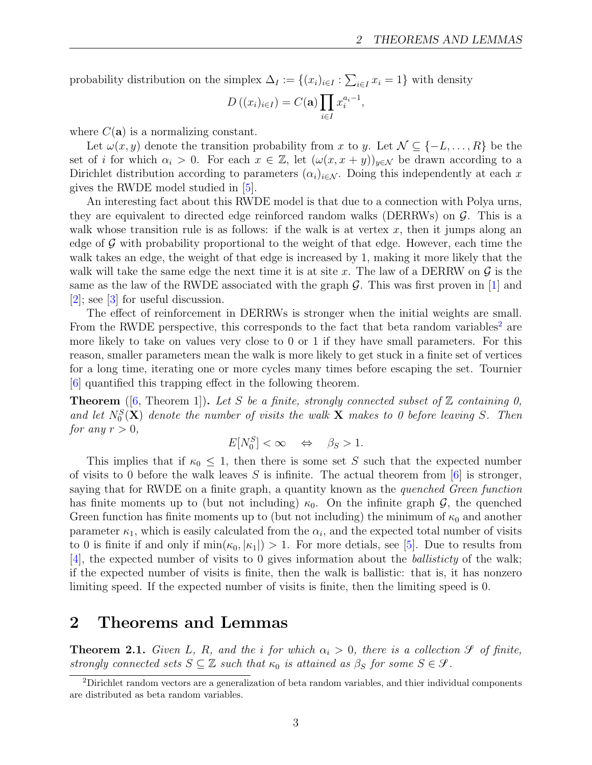probability distribution on the simplex $\Delta_I := \{(x_i)_{i\in I} : \sum_{i\in I} x_i = 1\}$ with density

$$D\left((x_i)_{i\in I}\right) = C(\mathbf{a}) \prod_{i\in I} x_i^{a_i - 1},$$

where $C(\mathbf{a})$ is a normalizing constant.

Let $\omega(x, y)$ denote the transition probability from $x$ to $y$. Let $\mathcal{N} \subseteq \{-L, \ldots, R\}$ be the set of $i$ for which $\alpha_i > 0$. For each $x \in \mathbb{Z}$, let $(\omega(x, x+y))_{y\in\mathcal{N}}$ be drawn according to a Dirichlet distribution according to parameters $(\alpha_i)_{i\in\mathcal{N}}$. Doing this independently at each $x$ gives the RWDE model studied in [5].

An interesting fact about this RWDE model is that due to a connection with Polya urns, they are equivalent to directed edge reinforced random walks (DERRWs) on $\mathcal{G}$. This is a walk whose transition rule is as follows: if the walk is at vertex $x$, then it jumps along an edge of $\mathcal{G}$ with probability proportional to the weight of that edge. However, each time the walk takes an edge, the weight of that edge is increased by 1, making it more likely that the walk will take the same edge the next time it is at site $x$. The law of a DERRW on $\mathcal{G}$ is the same as the law of the RWDE associated with the graph $\mathcal{G}$. This was first proven in [1] and [2]; see [3] for useful discussion.

The effect of reinforcement in DERRWs is stronger when the initial weights are small. From the RWDE perspective, this corresponds to the fact that beta random variables[2] are more likely to take on values very close to 0 or 1 if they have small parameters. For this reason, smaller parameters mean the walk is more likely to get stuck in a finite set of vertices for a long time, iterating one or more cycles many times before escaping the set. Tournier [6] quantified this trapping effect in the following theorem.

**Theorem** ([6, Theorem 1])**.** *Let $S$ be a finite, strongly connected subset of $\mathbb{Z}$ containing 0, and let $N_0^S(\mathbf{X})$ denote the number of visits the walk $\mathbf{X}$ makes to 0 before leaving $S$. Then for any $r > 0$,*

$$E[N_0^S] < \infty \quad \Leftrightarrow \quad \beta_S > 1.$$

This implies that if $\kappa_0 \leq 1$, then there is some set $S$ such that the expected number of visits to 0 before the walk leaves $S$ is infinite. The actual theorem from [6] is stronger, saying that for RWDE on a finite graph, a quantity known as the *quenched Green function* has finite moments up to (but not including) $\kappa_0$. On the infinite graph $\mathcal{G}$, the quenched Green function has finite moments up to (but not including) the minimum of $\kappa_0$ and another parameter $\kappa_1$, which is easily calculated from the $\alpha_i$, and the expected total number of visits to 0 is finite if and only if $\min(\kappa_0, |\kappa_1|) > 1$. For more detials, see [5]. Due to results from [4], the expected number of visits to 0 gives information about the *ballisticty* of the walk; if the expected number of visits is finite, then the walk is ballistic: that is, it has nonzero limiting speed. If the expected number of visits is finite, then the limiting speed is 0.

## 2 Theorems and Lemmas

**Theorem 2.1.** *Given $L$, $R$, and the $i$ for which $\alpha_i > 0$, there is a collection $\mathscr{S}$ of finite, strongly connected sets $S \subseteq \mathbb{Z}$ such that $\kappa_0$ is attained as $\beta_S$ for some $S \in \mathscr{S}$.*

[2]Dirichlet random vectors are a generalization of beta random variables, and thier individual components are distributed as beta random variables.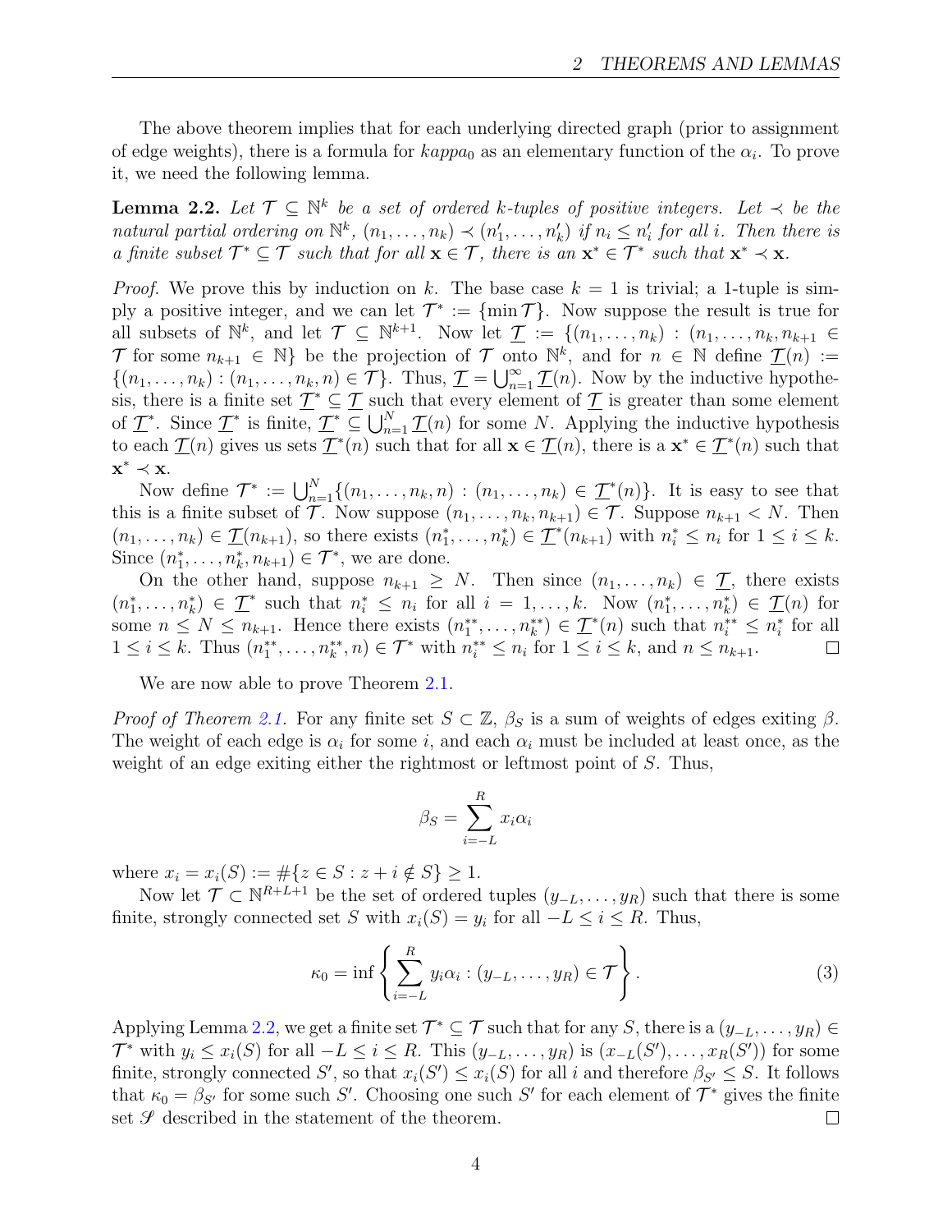The above theorem implies that for each underlying directed graph (prior to assignment of edge weights), there is a formula for *kappa*$_0$ as an elementary function of the $\alpha_i$. To prove it, we need the following lemma.

**Lemma 2.2.** *Let $\mathcal{T} \subseteq \mathbb{N}^k$ be a set of ordered $k$-tuples of positive integers. Let $\prec$ be the natural partial ordering on $\mathbb{N}^k$, $(n_1, \dots, n_k) \prec (n_1', \dots, n_k')$ if $n_i \leq n_i'$ for all $i$. Then there is a finite subset $\mathcal{T}^* \subseteq \mathcal{T}$ such that for all $\mathbf{x} \in \mathcal{T}$, there is an $\mathbf{x}^* \in \mathcal{T}^*$ such that $\mathbf{x}^* \prec \mathbf{x}$.*

*Proof.* We prove this by induction on $k$. The base case $k = 1$ is trivial; a 1-tuple is simply a positive integer, and we can let $\mathcal{T}^* := \{\min \mathcal{T}\}$. Now suppose the result is true for all subsets of $\mathbb{N}^k$, and let $\mathcal{T} \subseteq \mathbb{N}^{k+1}$. Now let $\underline{\mathcal{T}} := \{(n_1, \dots, n_k) : (n_1, \dots, n_k, n_{k+1} \in \mathcal{T}$ for some $n_{k+1} \in \mathbb{N}\}$ be the projection of $\mathcal{T}$ onto $\mathbb{N}^k$, and for $n \in \mathbb{N}$ define $\underline{\mathcal{T}}(n) := \{(n_1, \dots, n_k) : (n_1, \dots, n_k, n) \in \mathcal{T}\}$. Thus, $\underline{\mathcal{T}} = \bigcup_{n=1}^{\infty} \underline{\mathcal{T}}(n)$. Now by the inductive hypothesis, there is a finite set $\underline{\mathcal{T}}^* \subseteq \underline{\mathcal{T}}$ such that every element of $\underline{\mathcal{T}}$ is greater than some element of $\underline{\mathcal{T}}^*$. Since $\underline{\mathcal{T}}^*$ is finite, $\underline{\mathcal{T}}^* \subseteq \bigcup_{n=1}^{N} \underline{\mathcal{T}}(n)$ for some $N$. Applying the inductive hypothesis to each $\underline{\mathcal{T}}(n)$ gives us sets $\underline{\mathcal{T}}^*(n)$ such that for all $\mathbf{x} \in \underline{\mathcal{T}}(n)$, there is a $\mathbf{x}^* \in \underline{\mathcal{T}}^*(n)$ such that $\mathbf{x}^* \prec \mathbf{x}$.

Now define $\mathcal{T}^* := \bigcup_{n=1}^{N} \{(n_1, \dots, n_k, n) : (n_1, \dots, n_k) \in \underline{\mathcal{T}}^*(n)\}$. It is easy to see that this is a finite subset of $\mathcal{T}$. Now suppose $(n_1, \dots, n_k, n_{k+1}) \in \mathcal{T}$. Suppose $n_{k+1} < N$. Then $(n_1, \dots, n_k) \in \underline{\mathcal{T}}(n_{k+1})$, so there exists $(n_1^*, \dots, n_k^*) \in \underline{\mathcal{T}}^*(n_{k+1})$ with $n_i^* \leq n_i$ for $1 \leq i \leq k$. Since $(n_1^*, \dots, n_k^*, n_{k+1}) \in \mathcal{T}^*$, we are done.

On the other hand, suppose $n_{k+1} \geq N$. Then since $(n_1, \dots, n_k) \in \underline{\mathcal{T}}$, there exists $(n_1^*, \dots, n_k^*) \in \underline{\mathcal{T}}^*$ such that $n_i^* \leq n_i$ for all $i = 1, \dots, k$. Now $(n_1^*, \dots, n_k^*) \in \underline{\mathcal{T}}(n)$ for some $n \leq N \leq n_{k+1}$. Hence there exists $(n_1^{**}, \dots, n_k^{**}) \in \underline{\mathcal{T}}^*(n)$ such that $n_i^{**} \leq n_i^*$ for all $1 \leq i \leq k$. Thus $(n_1^{**}, \dots, n_k^{**}, n) \in \mathcal{T}^*$ with $n_i^{**} \leq n_i$ for $1 \leq i \leq k$, and $n \leq n_{k+1}$. $\square$

We are now able to prove Theorem 2.1.

*Proof of Theorem 2.1.* For any finite set $S \subset \mathbb{Z}$, $\beta_S$ is a sum of weights of edges exiting $\beta$. The weight of each edge is $\alpha_i$ for some $i$, and each $\alpha_i$ must be included at least once, as the weight of an edge exiting either the rightmost or leftmost point of $S$. Thus,

$$\beta_S = \sum_{i=-L}^{R} x_i \alpha_i$$

where $x_i = x_i(S) := \#\{z \in S : z + i \notin S\} \geq 1$.

Now let $\mathcal{T} \subset \mathbb{N}^{R+L+1}$ be the set of ordered tuples $(y_{-L}, \dots, y_R)$ such that there is some finite, strongly connected set $S$ with $x_i(S) = y_i$ for all $-L \leq i \leq R$. Thus,

$$\kappa_0 = \inf \left\{ \sum_{i=-L}^{R} y_i \alpha_i : (y_{-L}, \dots, y_R) \in \mathcal{T} \right\}. \tag{3}$$

Applying Lemma 2.2, we get a finite set $\mathcal{T}^* \subseteq \mathcal{T}$ such that for any $S$, there is a $(y_{-L}, \dots, y_R) \in \mathcal{T}^*$ with $y_i \leq x_i(S)$ for all $-L \leq i \leq R$. This $(y_{-L}, \dots, y_R)$ is $(x_{-L}(S'), \dots, x_R(S'))$ for some finite, strongly connected $S'$, so that $x_i(S') \leq x_i(S)$ for all $i$ and therefore $\beta_{S'} \leq S$. It follows that $\kappa_0 = \beta_{S'}$ for some such $S'$. Choosing one such $S'$ for each element of $\mathcal{T}^*$ gives the finite set $\mathscr{S}$ described in the statement of the theorem. $\square$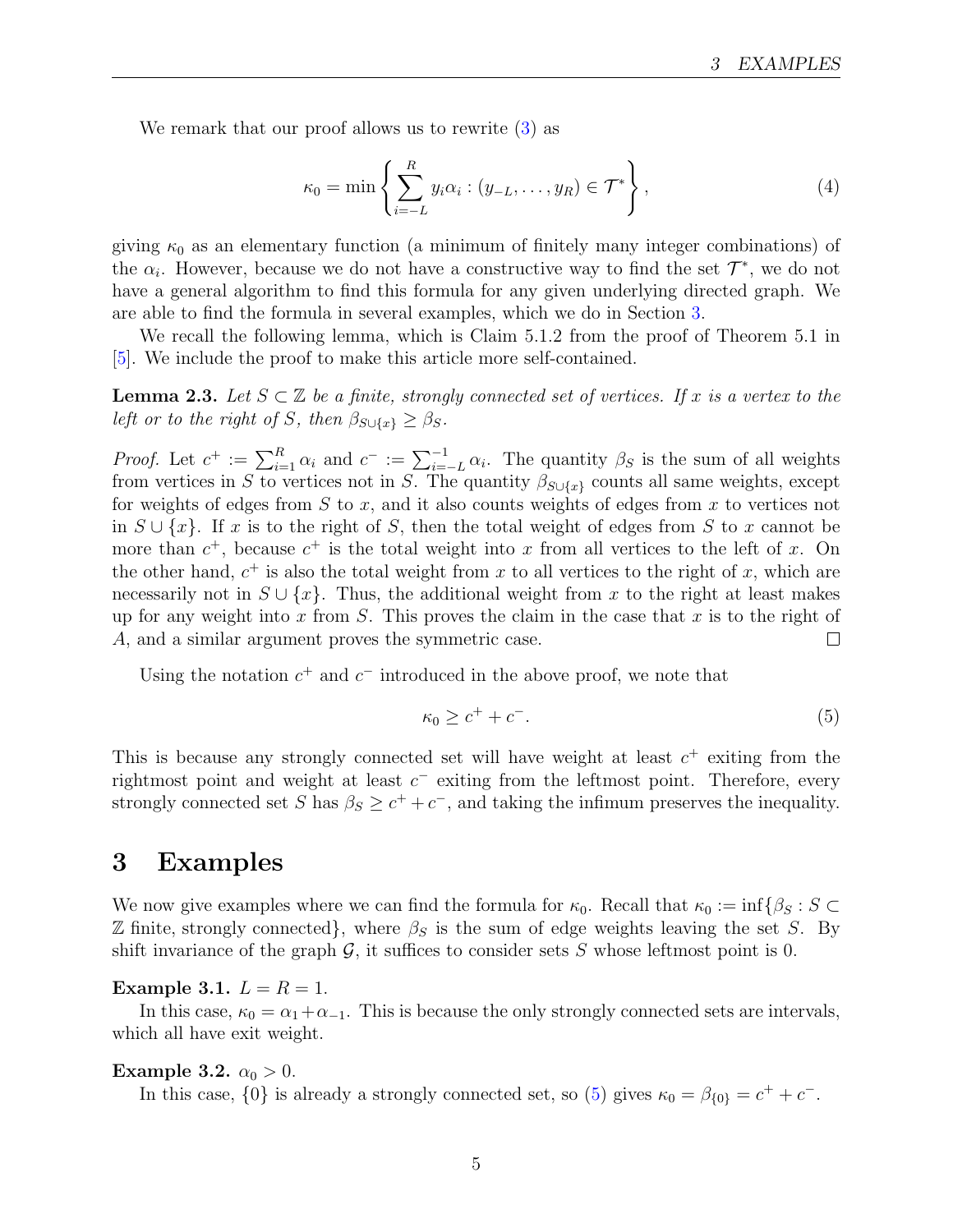We remark that our proof allows us to rewrite (3) as

$$\kappa_0 = \min \left\{ \sum_{i=-L}^{R} y_i \alpha_i : (y_{-L}, \ldots, y_R) \in \mathcal{T}^* \right\}, \tag{4}$$

giving $\kappa_0$ as an elementary function (a minimum of finitely many integer combinations) of the $\alpha_i$. However, because we do not have a constructive way to find the set $\mathcal{T}^*$, we do not have a general algorithm to find this formula for any given underlying directed graph. We are able to find the formula in several examples, which we do in Section 3.

We recall the following lemma, which is Claim 5.1.2 from the proof of Theorem 5.1 in [5]. We include the proof to make this article more self-contained.

**Lemma 2.3.** *Let $S \subset \mathbb{Z}$ be a finite, strongly connected set of vertices. If $x$ is a vertex to the left or to the right of $S$, then $\beta_{S\cup\{x\}} \geq \beta_S$.*

*Proof.* Let $c^+ := \sum_{i=1}^{R} \alpha_i$ and $c^- := \sum_{i=-L}^{-1} \alpha_i$. The quantity $\beta_S$ is the sum of all weights from vertices in $S$ to vertices not in $S$. The quantity $\beta_{S\cup\{x\}}$ counts all same weights, except for weights of edges from $S$ to $x$, and it also counts weights of edges from $x$ to vertices not in $S \cup \{x\}$. If $x$ is to the right of $S$, then the total weight of edges from $S$ to $x$ cannot be more than $c^+$, because $c^+$ is the total weight into $x$ from all vertices to the left of $x$. On the other hand, $c^+$ is also the total weight from $x$ to all vertices to the right of $x$, which are necessarily not in $S \cup \{x\}$. Thus, the additional weight from $x$ to the right at least makes up for any weight into $x$ from $S$. This proves the claim in the case that $x$ is to the right of $A$, and a similar argument proves the symmetric case. $\square$

Using the notation $c^+$ and $c^-$ introduced in the above proof, we note that

$$\kappa_0 \geq c^+ + c^-. \tag{5}$$

This is because any strongly connected set will have weight at least $c^+$ exiting from the rightmost point and weight at least $c^-$ exiting from the leftmost point. Therefore, every strongly connected set $S$ has $\beta_S \geq c^+ + c^-$, and taking the infimum preserves the inequality.

# 3 Examples

We now give examples where we can find the formula for $\kappa_0$. Recall that $\kappa_0 := \inf\{\beta_S : S \subset \mathbb{Z} \text{ finite, strongly connected}\}$, where $\beta_S$ is the sum of edge weights leaving the set $S$. By shift invariance of the graph $\mathcal{G}$, it suffices to consider sets $S$ whose leftmost point is 0.

**Example 3.1.** $L = R = 1$.

In this case, $\kappa_0 = \alpha_1 + \alpha_{-1}$. This is because the only strongly connected sets are intervals, which all have exit weight.

**Example 3.2.** $\alpha_0 > 0$.

In this case, $\{0\}$ is already a strongly connected set, so (5) gives $\kappa_0 = \beta_{\{0\}} = c^+ + c^-$.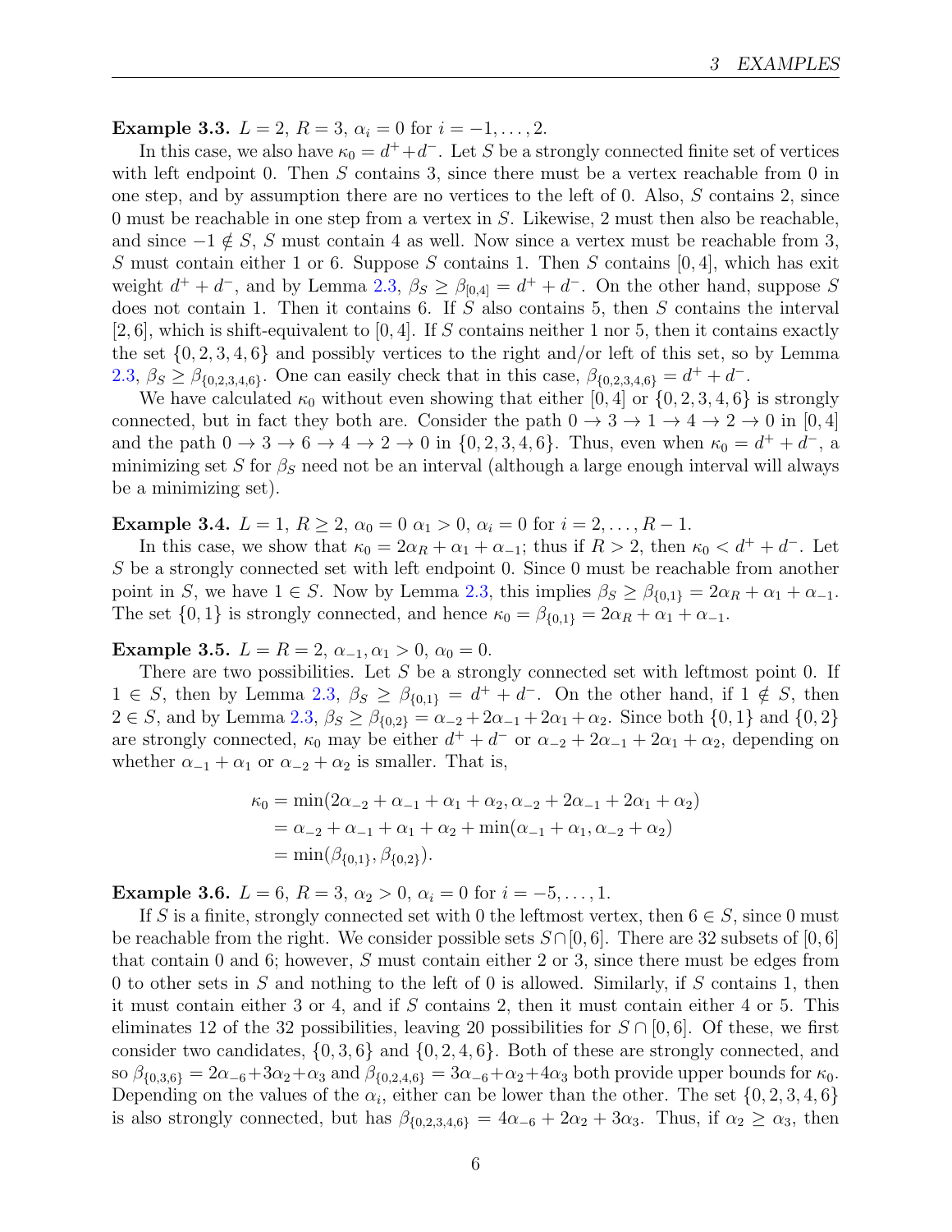**Example 3.3.** $L = 2$, $R = 3$, $\alpha_i = 0$ for $i = -1, \ldots, 2$.

In this case, we also have $\kappa_0 = d^+ + d^-$. Let $S$ be a strongly connected finite set of vertices with left endpoint 0. Then $S$ contains 3, since there must be a vertex reachable from 0 in one step, and by assumption there are no vertices to the left of 0. Also, $S$ contains 2, since 0 must be reachable in one step from a vertex in $S$. Likewise, 2 must then also be reachable, and since $-1 \notin S$, $S$ must contain 4 as well. Now since a vertex must be reachable from 3, $S$ must contain either 1 or 6. Suppose $S$ contains 1. Then $S$ contains $[0, 4]$, which has exit weight $d^+ + d^-$, and by Lemma 2.3, $\beta_S \geq \beta_{[0,4]} = d^+ + d^-$. On the other hand, suppose $S$ does not contain 1. Then it contains 6. If $S$ also contains 5, then $S$ contains the interval $[2, 6]$, which is shift-equivalent to $[0, 4]$. If $S$ contains neither 1 nor 5, then it contains exactly the set $\{0, 2, 3, 4, 6\}$ and possibly vertices to the right and/or left of this set, so by Lemma 2.3, $\beta_S \geq \beta_{\{0,2,3,4,6\}}$. One can easily check that in this case, $\beta_{\{0,2,3,4,6\}} = d^+ + d^-$.

We have calculated $\kappa_0$ without even showing that either $[0, 4]$ or $\{0, 2, 3, 4, 6\}$ is strongly connected, but in fact they both are. Consider the path $0 \to 3 \to 1 \to 4 \to 2 \to 0$ in $[0, 4]$ and the path $0 \to 3 \to 6 \to 4 \to 2 \to 0$ in $\{0, 2, 3, 4, 6\}$. Thus, even when $\kappa_0 = d^+ + d^-$, a minimizing set $S$ for $\beta_S$ need not be an interval (although a large enough interval will always be a minimizing set).

**Example 3.4.** $L = 1$, $R \geq 2$, $\alpha_0 = 0$ $\alpha_1 > 0$, $\alpha_i = 0$ for $i = 2, \ldots, R - 1$.

In this case, we show that $\kappa_0 = 2\alpha_R + \alpha_1 + \alpha_{-1}$; thus if $R > 2$, then $\kappa_0 < d^+ + d^-$. Let $S$ be a strongly connected set with left endpoint 0. Since 0 must be reachable from another point in $S$, we have $1 \in S$. Now by Lemma 2.3, this implies $\beta_S \geq \beta_{\{0,1\}} = 2\alpha_R + \alpha_1 + \alpha_{-1}$. The set $\{0, 1\}$ is strongly connected, and hence $\kappa_0 = \beta_{\{0,1\}} = 2\alpha_R + \alpha_1 + \alpha_{-1}$.

**Example 3.5.** $L = R = 2$, $\alpha_{-1}, \alpha_1 > 0$, $\alpha_0 = 0$.

There are two possibilities. Let $S$ be a strongly connected set with leftmost point 0. If $1 \in S$, then by Lemma 2.3, $\beta_S \geq \beta_{\{0,1\}} = d^+ + d^-$. On the other hand, if $1 \notin S$, then $2 \in S$, and by Lemma 2.3, $\beta_S \geq \beta_{\{0,2\}} = \alpha_{-2} + 2\alpha_{-1} + 2\alpha_1 + \alpha_2$. Since both $\{0, 1\}$ and $\{0, 2\}$ are strongly connected, $\kappa_0$ may be either $d^+ + d^-$ or $\alpha_{-2} + 2\alpha_{-1} + 2\alpha_1 + \alpha_2$, depending on whether $\alpha_{-1} + \alpha_1$ or $\alpha_{-2} + \alpha_2$ is smaller. That is,

$$
\begin{aligned}
\kappa_0 &= \min(2\alpha_{-2} + \alpha_{-1} + \alpha_1 + \alpha_2, \alpha_{-2} + 2\alpha_{-1} + 2\alpha_1 + \alpha_2) \\
&= \alpha_{-2} + \alpha_{-1} + \alpha_1 + \alpha_2 + \min(\alpha_{-1} + \alpha_1, \alpha_{-2} + \alpha_2) \\
&= \min(\beta_{\{0,1\}}, \beta_{\{0,2\}}).
\end{aligned}
$$

**Example 3.6.** $L = 6$, $R = 3$, $\alpha_2 > 0$, $\alpha_i = 0$ for $i = -5, \ldots, 1$.

If $S$ is a finite, strongly connected set with 0 the leftmost vertex, then $6 \in S$, since 0 must be reachable from the right. We consider possible sets $S \cap [0, 6]$. There are 32 subsets of $[0, 6]$ that contain 0 and 6; however, $S$ must contain either 2 or 3, since there must be edges from 0 to other sets in $S$ and nothing to the left of 0 is allowed. Similarly, if $S$ contains 1, then it must contain either 3 or 4, and if $S$ contains 2, then it must contain either 4 or 5. This eliminates 12 of the 32 possibilities, leaving 20 possibilities for $S \cap [0, 6]$. Of these, we first consider two candidates, $\{0, 3, 6\}$ and $\{0, 2, 4, 6\}$. Both of these are strongly connected, and so $\beta_{\{0,3,6\}} = 2\alpha_{-6} + 3\alpha_2 + \alpha_3$ and $\beta_{\{0,2,4,6\}} = 3\alpha_{-6} + \alpha_2 + 4\alpha_3$ both provide upper bounds for $\kappa_0$. Depending on the values of the $\alpha_i$, either can be lower than the other. The set $\{0, 2, 3, 4, 6\}$ is also strongly connected, but has $\beta_{\{0,2,3,4,6\}} = 4\alpha_{-6} + 2\alpha_2 + 3\alpha_3$. Thus, if $\alpha_2 \geq \alpha_3$, then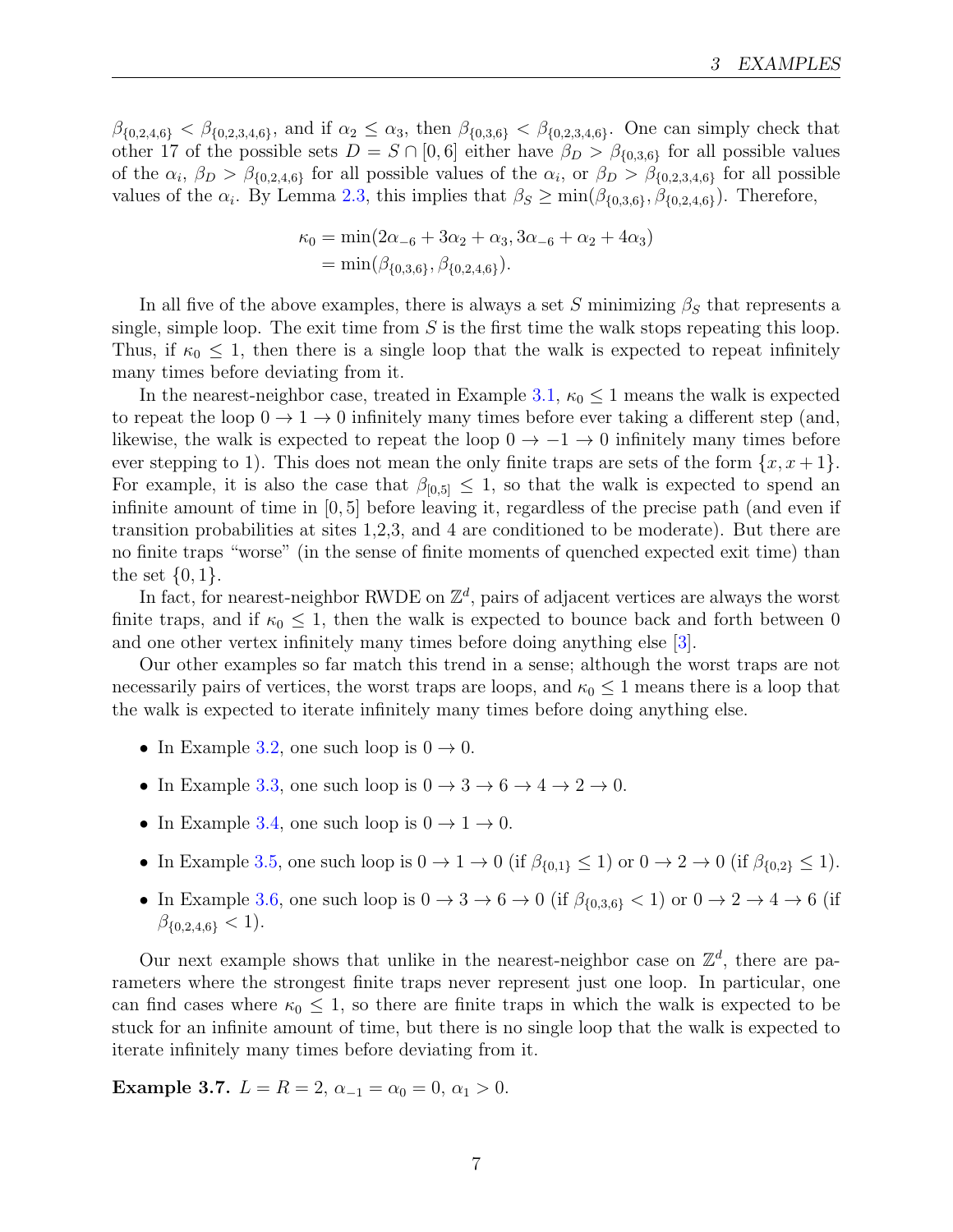$\beta_{\{0,2,4,6\}} < \beta_{\{0,2,3,4,6\}}$, and if $\alpha_2 \leq \alpha_3$, then $\beta_{\{0,3,6\}} < \beta_{\{0,2,3,4,6\}}$. One can simply check that other 17 of the possible sets $D = S \cap [0,6]$ either have $\beta_D > \beta_{\{0,3,6\}}$ for all possible values of the $\alpha_i$, $\beta_D > \beta_{\{0,2,4,6\}}$ for all possible values of the $\alpha_i$, or $\beta_D > \beta_{\{0,2,3,4,6\}}$ for all possible values of the $\alpha_i$. By Lemma 2.3, this implies that $\beta_S \geq \min(\beta_{\{0,3,6\}}, \beta_{\{0,2,4,6\}})$. Therefore,

$$\begin{aligned}
\kappa_0 &= \min(2\alpha_{-6} + 3\alpha_2 + \alpha_3, 3\alpha_{-6} + \alpha_2 + 4\alpha_3) \\
&= \min(\beta_{\{0,3,6\}}, \beta_{\{0,2,4,6\}}).
\end{aligned}$$

In all five of the above examples, there is always a set $S$ minimizing $\beta_S$ that represents a single, simple loop. The exit time from $S$ is the first time the walk stops repeating this loop. Thus, if $\kappa_0 \leq 1$, then there is a single loop that the walk is expected to repeat infinitely many times before deviating from it.

In the nearest-neighbor case, treated in Example 3.1, $\kappa_0 \leq 1$ means the walk is expected to repeat the loop $0 \to 1 \to 0$ infinitely many times before ever taking a different step (and, likewise, the walk is expected to repeat the loop $0 \to -1 \to 0$ infinitely many times before ever stepping to 1). This does not mean the only finite traps are sets of the form $\{x, x+1\}$. For example, it is also the case that $\beta_{[0,5]} \leq 1$, so that the walk is expected to spend an infinite amount of time in $[0,5]$ before leaving it, regardless of the precise path (and even if transition probabilities at sites 1,2,3, and 4 are conditioned to be moderate). But there are no finite traps "worse" (in the sense of finite moments of quenched expected exit time) than the set $\{0,1\}$.

In fact, for nearest-neighbor RWDE on $\mathbb{Z}^d$, pairs of adjacent vertices are always the worst finite traps, and if $\kappa_0 \leq 1$, then the walk is expected to bounce back and forth between 0 and one other vertex infinitely many times before doing anything else [3].

Our other examples so far match this trend in a sense; although the worst traps are not necessarily pairs of vertices, the worst traps are loops, and $\kappa_0 \leq 1$ means there is a loop that the walk is expected to iterate infinitely many times before doing anything else.

- In Example 3.2, one such loop is $0 \to 0$.
- In Example 3.3, one such loop is $0 \to 3 \to 6 \to 4 \to 2 \to 0$.
- In Example 3.4, one such loop is $0 \to 1 \to 0$.
- In Example 3.5, one such loop is $0 \to 1 \to 0$ (if $\beta_{\{0,1\}} \leq 1$) or $0 \to 2 \to 0$ (if $\beta_{\{0,2\}} \leq 1$).
- In Example 3.6, one such loop is $0 \to 3 \to 6 \to 0$ (if $\beta_{\{0,3,6\}} < 1$) or $0 \to 2 \to 4 \to 6$ (if $\beta_{\{0,2,4,6\}} < 1$).

Our next example shows that unlike in the nearest-neighbor case on $\mathbb{Z}^d$, there are parameters where the strongest finite traps never represent just one loop. In particular, one can find cases where $\kappa_0 \leq 1$, so there are finite traps in which the walk is expected to be stuck for an infinite amount of time, but there is no single loop that the walk is expected to iterate infinitely many times before deviating from it.

**Example 3.7.** $L = R = 2$, $\alpha_{-1} = \alpha_0 = 0$, $\alpha_1 > 0$.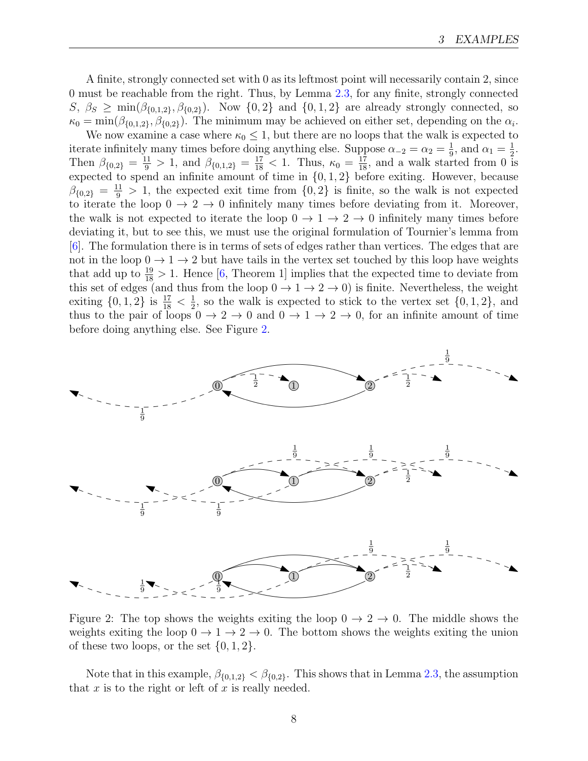A finite, strongly connected set with 0 as its leftmost point will necessarily contain 2, since 0 must be reachable from the right. Thus, by Lemma 2.3, for any finite, strongly connected $S$, $\beta_S \geq \min(\beta_{\{0,1,2\}}, \beta_{\{0,2\}})$. Now $\{0,2\}$ and $\{0,1,2\}$ are already strongly connected, so $\kappa_0 = \min(\beta_{\{0,1,2\}}, \beta_{\{0,2\}})$. The minimum may be achieved on either set, depending on the $\alpha_i$.

We now examine a case where $\kappa_0 \leq 1$, but there are no loops that the walk is expected to iterate infinitely many times before doing anything else. Suppose $\alpha_{-2} = \alpha_2 = \frac{1}{9}$, and $\alpha_1 = \frac{1}{2}$. Then $\beta_{\{0,2\}} = \frac{11}{9} > 1$, and $\beta_{\{0,1,2\}} = \frac{17}{18} < 1$. Thus, $\kappa_0 = \frac{17}{18}$, and a walk started from 0 is expected to spend an infinite amount of time in $\{0,1,2\}$ before exiting. However, because $\beta_{\{0,2\}} = \frac{11}{9} > 1$, the expected exit time from $\{0,2\}$ is finite, so the walk is not expected to iterate the loop $0 \to 2 \to 0$ infinitely many times before deviating from it. Moreover, the walk is not expected to iterate the loop $0 \to 1 \to 2 \to 0$ infinitely many times before deviating it, but to see this, we must use the original formulation of Tournier's lemma from [6]. The formulation there is in terms of sets of edges rather than vertices. The edges that are not in the loop $0 \to 1 \to 2$ but have tails in the vertex set touched by this loop have weights that add up to $\frac{19}{18} > 1$. Hence [6, Theorem 1] implies that the expected time to deviate from this set of edges (and thus from the loop $0 \to 1 \to 2 \to 0$) is finite. Nevertheless, the weight exiting $\{0,1,2\}$ is $\frac{17}{18} < \frac{1}{2}$, so the walk is expected to stick to the vertex set $\{0,1,2\}$, and thus to the pair of loops $0 \to 2 \to 0$ and $0 \to 1 \to 2 \to 0$, for an infinite amount of time before doing anything else. See Figure 2.

Figure 2: The top shows the weights exiting the loop $0 \to 2 \to 0$. The middle shows the weights exiting the loop $0 \to 1 \to 2 \to 0$. The bottom shows the weights exiting the union of these two loops, or the set $\{0,1,2\}$.

Note that in this example, $\beta_{\{0,1,2\}} < \beta_{\{0,2\}}$. This shows that in Lemma 2.3, the assumption that $x$ is to the right or left of $x$ is really needed.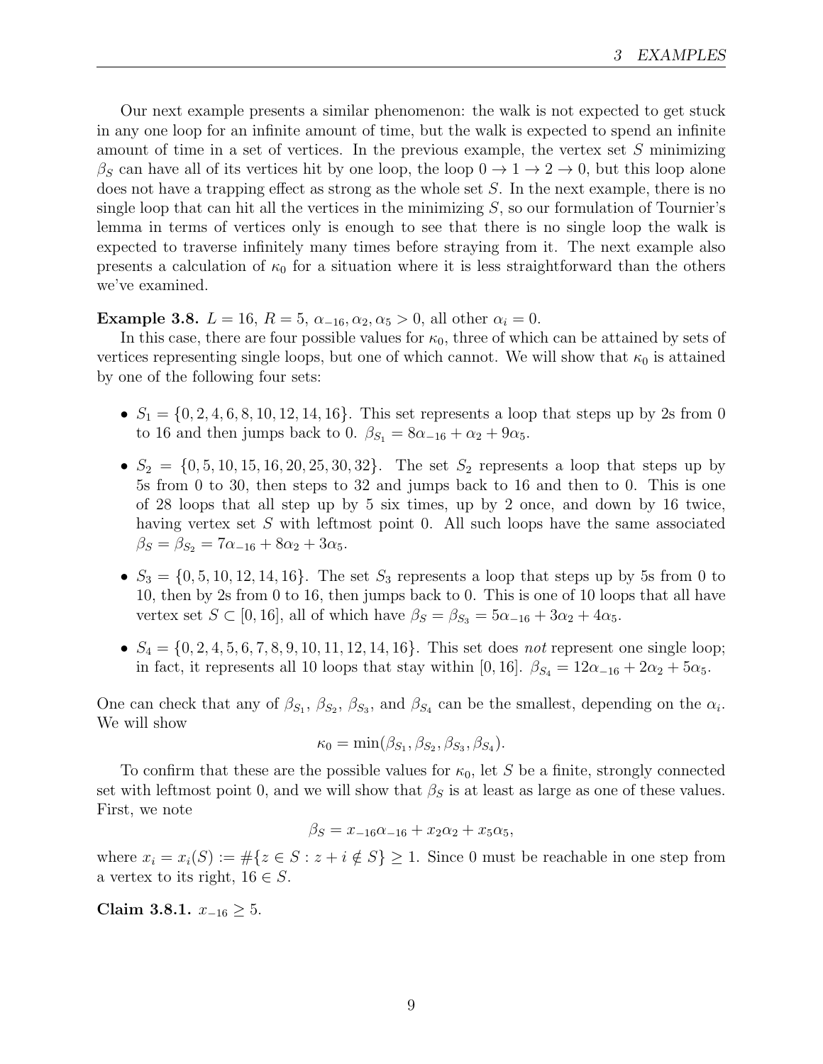Our next example presents a similar phenomenon: the walk is not expected to get stuck in any one loop for an infinite amount of time, but the walk is expected to spend an infinite amount of time in a set of vertices. In the previous example, the vertex set $S$ minimizing $\beta_S$ can have all of its vertices hit by one loop, the loop $0 \to 1 \to 2 \to 0$, but this loop alone does not have a trapping effect as strong as the whole set $S$. In the next example, there is no single loop that can hit all the vertices in the minimizing $S$, so our formulation of Tournier's lemma in terms of vertices only is enough to see that there is no single loop the walk is expected to traverse infinitely many times before straying from it. The next example also presents a calculation of $\kappa_0$ for a situation where it is less straightforward than the others we've examined.

**Example 3.8.** $L = 16$, $R = 5$, $\alpha_{-16}, \alpha_2, \alpha_5 > 0$, all other $\alpha_i = 0$.

In this case, there are four possible values for $\kappa_0$, three of which can be attained by sets of vertices representing single loops, but one of which cannot. We will show that $\kappa_0$ is attained by one of the following four sets:

- $S_1 = \{0, 2, 4, 6, 8, 10, 12, 14, 16\}$. This set represents a loop that steps up by 2s from 0 to 16 and then jumps back to 0. $\beta_{S_1} = 8\alpha_{-16} + \alpha_2 + 9\alpha_5$.
- $S_2 = \{0, 5, 10, 15, 16, 20, 25, 30, 32\}$. The set $S_2$ represents a loop that steps up by 5s from 0 to 30, then steps to 32 and jumps back to 16 and then to 0. This is one of 28 loops that all step up by 5 six times, up by 2 once, and down by 16 twice, having vertex set $S$ with leftmost point 0. All such loops have the same associated $\beta_S = \beta_{S_2} = 7\alpha_{-16} + 8\alpha_2 + 3\alpha_5$.
- $S_3 = \{0, 5, 10, 12, 14, 16\}$. The set $S_3$ represents a loop that steps up by 5s from 0 to 10, then by 2s from 0 to 16, then jumps back to 0. This is one of 10 loops that all have vertex set $S \subset [0, 16]$, all of which have $\beta_S = \beta_{S_3} = 5\alpha_{-16} + 3\alpha_2 + 4\alpha_5$.
- $S_4 = \{0, 2, 4, 5, 6, 7, 8, 9, 10, 11, 12, 14, 16\}$. This set does *not* represent one single loop; in fact, it represents all 10 loops that stay within $[0, 16]$. $\beta_{S_4} = 12\alpha_{-16} + 2\alpha_2 + 5\alpha_5$.

One can check that any of $\beta_{S_1}$, $\beta_{S_2}$, $\beta_{S_3}$, and $\beta_{S_4}$ can be the smallest, depending on the $\alpha_i$. We will show

$$\kappa_0 = \min(\beta_{S_1}, \beta_{S_2}, \beta_{S_3}, \beta_{S_4}).$$

To confirm that these are the possible values for $\kappa_0$, let $S$ be a finite, strongly connected set with leftmost point 0, and we will show that $\beta_S$ is at least as large as one of these values. First, we note

$$\beta_S = x_{-16}\alpha_{-16} + x_2\alpha_2 + x_5\alpha_5,$$

where $x_i = x_i(S) := \#\{z \in S : z + i \notin S\} \geq 1$. Since 0 must be reachable in one step from a vertex to its right, $16 \in S$.

**Claim 3.8.1.** $x_{-16} \geq 5$.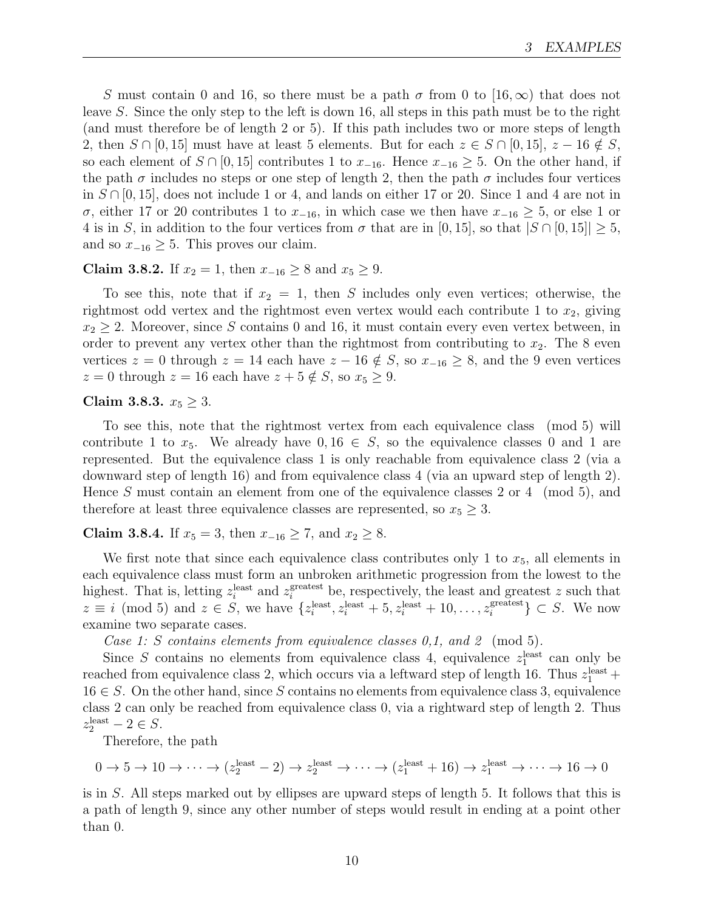$S$ must contain 0 and 16, so there must be a path $\sigma$ from 0 to $[16, \infty)$ that does not leave $S$. Since the only step to the left is down 16, all steps in this path must be to the right (and must therefore be of length 2 or 5). If this path includes two or more steps of length 2, then $S \cap [0, 15]$ must have at least 5 elements. But for each $z \in S \cap [0, 15]$, $z - 16 \notin S$, so each element of $S \cap [0, 15]$ contributes 1 to $x_{-16}$. Hence $x_{-16} \geq 5$. On the other hand, if the path $\sigma$ includes no steps or one step of length 2, then the path $\sigma$ includes four vertices in $S \cap [0, 15]$, does not include 1 or 4, and lands on either 17 or 20. Since 1 and 4 are not in $\sigma$, either 17 or 20 contributes 1 to $x_{-16}$, in which case we then have $x_{-16} \geq 5$, or else 1 or 4 is in $S$, in addition to the four vertices from $\sigma$ that are in $[0, 15]$, so that $|S \cap [0, 15]| \geq 5$, and so $x_{-16} \geq 5$. This proves our claim.

**Claim 3.8.2.** If $x_2 = 1$, then $x_{-16} \geq 8$ and $x_5 \geq 9$.

To see this, note that if $x_2 = 1$, then $S$ includes only even vertices; otherwise, the rightmost odd vertex and the rightmost even vertex would each contribute 1 to $x_2$, giving $x_2 \geq 2$. Moreover, since $S$ contains 0 and 16, it must contain every even vertex between, in order to prevent any vertex other than the rightmost from contributing to $x_2$. The 8 even vertices $z = 0$ through $z = 14$ each have $z - 16 \notin S$, so $x_{-16} \geq 8$, and the 9 even vertices $z = 0$ through $z = 16$ each have $z + 5 \notin S$, so $x_5 \geq 9$.

**Claim 3.8.3.** $x_5 \geq 3$.

To see this, note that the rightmost vertex from each equivalence class $\pmod 5$ will contribute 1 to $x_5$. We already have $0, 16 \in S$, so the equivalence classes 0 and 1 are represented. But the equivalence class 1 is only reachable from equivalence class 2 (via a downward step of length 16) and from equivalence class 4 (via an upward step of length 2). Hence $S$ must contain an element from one of the equivalence classes 2 or 4 $\pmod 5$, and therefore at least three equivalence classes are represented, so $x_5 \geq 3$.

**Claim 3.8.4.** If $x_5 = 3$, then $x_{-16} \geq 7$, and $x_2 \geq 8$.

We first note that since each equivalence class contributes only 1 to $x_5$, all elements in each equivalence class must form an unbroken arithmetic progression from the lowest to the highest. That is, letting $z_i^{\text{least}}$ and $z_i^{\text{greatest}}$ be, respectively, the least and greatest $z$ such that $z \equiv i \pmod 5$ and $z \in S$, we have $\{z_i^{\text{least}}, z_i^{\text{least}} + 5, z_i^{\text{least}} + 10, \ldots, z_i^{\text{greatest}}\} \subset S$. We now examine two separate cases.

*Case 1: S contains elements from equivalence classes 0,1, and 2* $\pmod 5$.

Since $S$ contains no elements from equivalence class 4, equivalence $z_1^{\text{least}}$ can only be reached from equivalence class 2, which occurs via a leftward step of length 16. Thus $z_1^{\text{least}} + 16 \in S$. On the other hand, since $S$ contains no elements from equivalence class 3, equivalence class 2 can only be reached from equivalence class 0, via a rightward step of length 2. Thus $z_2^{\text{least}} - 2 \in S$.

Therefore, the path

$$0 \to 5 \to 10 \to \cdots \to (z_2^{\text{least}} - 2) \to z_2^{\text{least}} \to \cdots \to (z_1^{\text{least}} + 16) \to z_1^{\text{least}} \to \cdots \to 16 \to 0$$

is in $S$. All steps marked out by ellipses are upward steps of length 5. It follows that this is a path of length 9, since any other number of steps would result in ending at a point other than 0.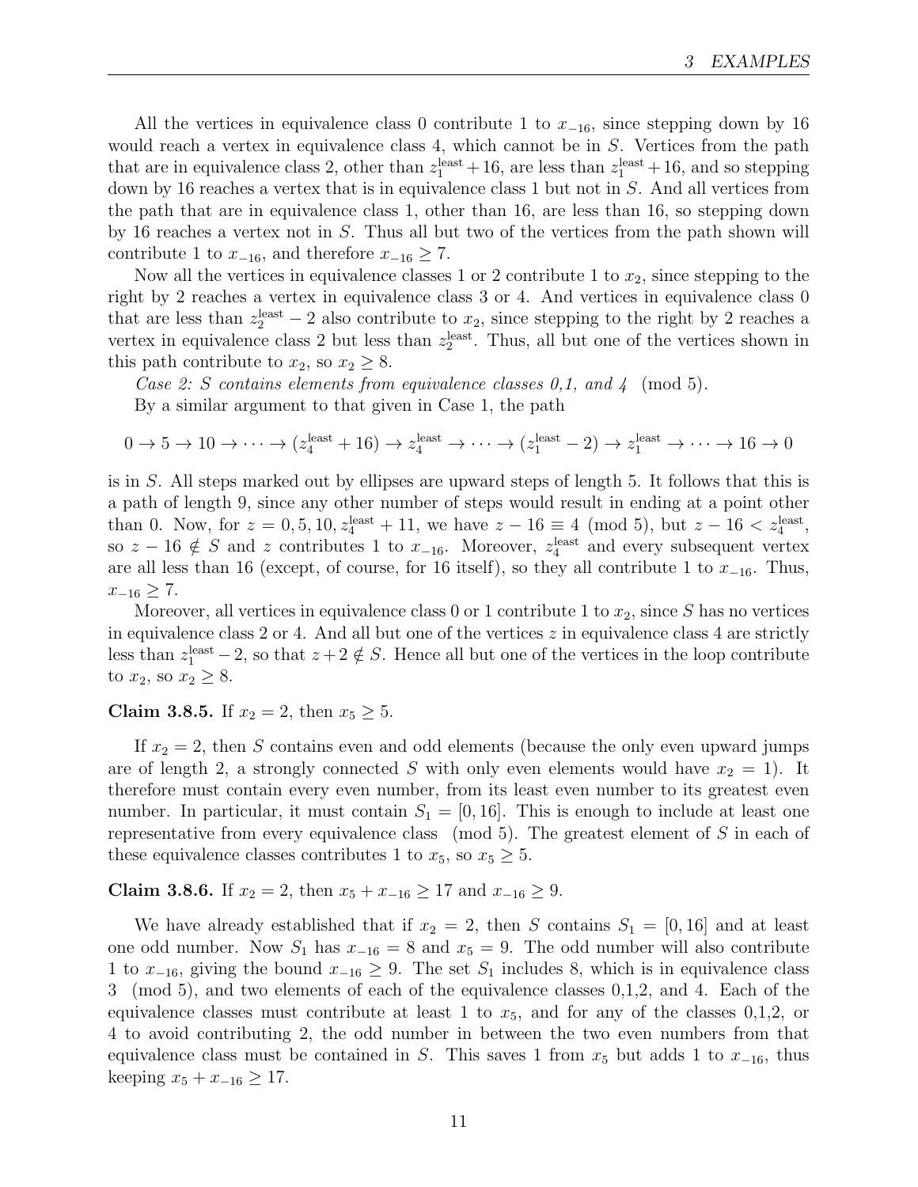All the vertices in equivalence class 0 contribute 1 to $x_{-16}$, since stepping down by 16 would reach a vertex in equivalence class 4, which cannot be in $S$. Vertices from the path that are in equivalence class 2, other than $z_1^{\text{least}}+16$, are less than $z_1^{\text{least}}+16$, and so stepping down by 16 reaches a vertex that is in equivalence class 1 but not in $S$. And all vertices from the path that are in equivalence class 1, other than 16, are less than 16, so stepping down by 16 reaches a vertex not in $S$. Thus all but two of the vertices from the path shown will contribute 1 to $x_{-16}$, and therefore $x_{-16} \geq 7$.

Now all the vertices in equivalence classes 1 or 2 contribute 1 to $x_2$, since stepping to the right by 2 reaches a vertex in equivalence class 3 or 4. And vertices in equivalence class 0 that are less than $z_2^{\text{least}} - 2$ also contribute to $x_2$, since stepping to the right by 2 reaches a vertex in equivalence class 2 but less than $z_2^{\text{least}}$. Thus, all but one of the vertices shown in this path contribute to $x_2$, so $x_2 \geq 8$.

*Case 2: S contains elements from equivalence classes 0,1, and 4* (mod 5).

By a similar argument to that given in Case 1, the path

$$0 \to 5 \to 10 \to \cdots \to (z_4^{\text{least}}+16) \to z_4^{\text{least}} \to \cdots \to (z_1^{\text{least}}-2) \to z_1^{\text{least}} \to \cdots \to 16 \to 0$$

is in $S$. All steps marked out by ellipses are upward steps of length 5. It follows that this is a path of length 9, since any other number of steps would result in ending at a point other than 0. Now, for $z = 0, 5, 10, z_4^{\text{least}}+11$, we have $z - 16 \equiv 4 \pmod 5$, but $z - 16 < z_4^{\text{least}}$, so $z - 16 \notin S$ and $z$ contributes 1 to $x_{-16}$. Moreover, $z_4^{\text{least}}$ and every subsequent vertex are all less than 16 (except, of course, for 16 itself), so they all contribute 1 to $x_{-16}$. Thus, $x_{-16} \geq 7$.

Moreover, all vertices in equivalence class 0 or 1 contribute 1 to $x_2$, since $S$ has no vertices in equivalence class 2 or 4. And all but one of the vertices $z$ in equivalence class 4 are strictly less than $z_1^{\text{least}} - 2$, so that $z + 2 \notin S$. Hence all but one of the vertices in the loop contribute to $x_2$, so $x_2 \geq 8$.

**Claim 3.8.5.** If $x_2 = 2$, then $x_5 \geq 5$.

If $x_2 = 2$, then $S$ contains even and odd elements (because the only even upward jumps are of length 2, a strongly connected $S$ with only even elements would have $x_2 = 1$). It therefore must contain every even number, from its least even number to its greatest even number. In particular, it must contain $S_1 = [0, 16]$. This is enough to include at least one representative from every equivalence class (mod 5). The greatest element of $S$ in each of these equivalence classes contributes 1 to $x_5$, so $x_5 \geq 5$.

**Claim 3.8.6.** If $x_2 = 2$, then $x_5 + x_{-16} \geq 17$ and $x_{-16} \geq 9$.

We have already established that if $x_2 = 2$, then $S$ contains $S_1 = [0, 16]$ and at least one odd number. Now $S_1$ has $x_{-16} = 8$ and $x_5 = 9$. The odd number will also contribute 1 to $x_{-16}$, giving the bound $x_{-16} \geq 9$. The set $S_1$ includes 8, which is in equivalence class 3 (mod 5), and two elements of each of the equivalence classes 0,1,2, and 4. Each of the equivalence classes must contribute at least 1 to $x_5$, and for any of the classes 0,1,2, or 4 to avoid contributing 2, the odd number in between the two even numbers from that equivalence class must be contained in $S$. This saves 1 from $x_5$ but adds 1 to $x_{-16}$, thus keeping $x_5 + x_{-16} \geq 17$.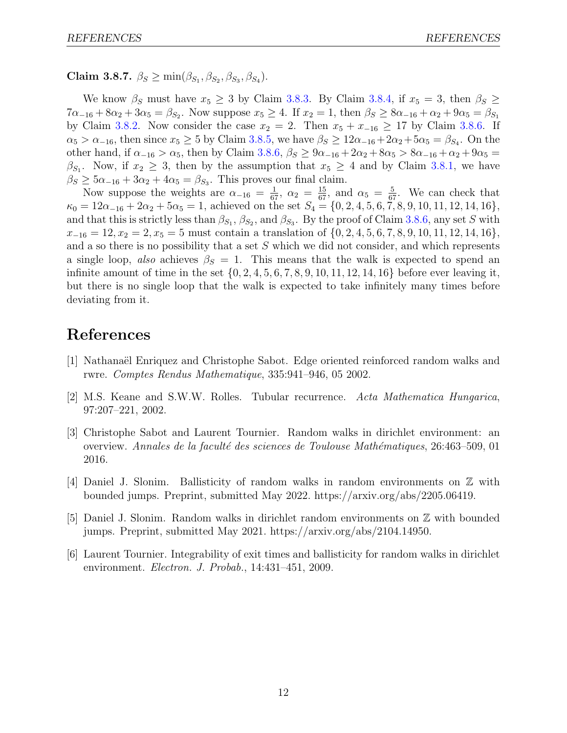**Claim 3.8.7.** $\beta_S \geq \min(\beta_{S_1}, \beta_{S_2}, \beta_{S_3}, \beta_{S_4})$.

We know $\beta_S$ must have $x_5 \geq 3$ by Claim 3.8.3. By Claim 3.8.4, if $x_5 = 3$, then $\beta_S \geq 7\alpha_{-16} + 8\alpha_2 + 3\alpha_5 = \beta_{S_2}$. Now suppose $x_5 \geq 4$. If $x_2 = 1$, then $\beta_S \geq 8\alpha_{-16} + \alpha_2 + 9\alpha_5 = \beta_{S_1}$ by Claim 3.8.2. Now consider the case $x_2 = 2$. Then $x_5 + x_{-16} \geq 17$ by Claim 3.8.6. If $\alpha_5 > \alpha_{-16}$, then since $x_5 \geq 5$ by Claim 3.8.5, we have $\beta_S \geq 12\alpha_{-16} + 2\alpha_2 + 5\alpha_5 = \beta_{S_4}$. On the other hand, if $\alpha_{-16} > \alpha_5$, then by Claim 3.8.6, $\beta_S \geq 9\alpha_{-16} + 2\alpha_2 + 8\alpha_5 > 8\alpha_{-16} + \alpha_2 + 9\alpha_5 = \beta_{S_1}$. Now, if $x_2 \geq 3$, then by the assumption that $x_5 \geq 4$ and by Claim 3.8.1, we have $\beta_S \geq 5\alpha_{-16} + 3\alpha_2 + 4\alpha_5 = \beta_{S_3}$. This proves our final claim.

Now suppose the weights are $\alpha_{-16} = \frac{1}{67}$, $\alpha_2 = \frac{15}{67}$, and $\alpha_5 = \frac{5}{67}$. We can check that $\kappa_0 = 12\alpha_{-16} + 2\alpha_2 + 5\alpha_5 = 1$, achieved on the set $S_4 = \{0, 2, 4, 5, 6, 7, 8, 9, 10, 11, 12, 14, 16\}$, and that this is strictly less than $\beta_{S_1}$, $\beta_{S_2}$, and $\beta_{S_3}$. By the proof of Claim 3.8.6, any set $S$ with $x_{-16} = 12, x_2 = 2, x_5 = 5$ must contain a translation of $\{0, 2, 4, 5, 6, 7, 8, 9, 10, 11, 12, 14, 16\}$, and a so there is no possibility that a set $S$ which we did not consider, and which represents a single loop, *also* achieves $\beta_S = 1$. This means that the walk is expected to spend an infinite amount of time in the set $\{0, 2, 4, 5, 6, 7, 8, 9, 10, 11, 12, 14, 16\}$ before ever leaving it, but there is no single loop that the walk is expected to take infinitely many times before deviating from it.

# References

[1] Nathanaël Enriquez and Christophe Sabot. Edge oriented reinforced random walks and rwre. *Comptes Rendus Mathematique*, 335:941–946, 05 2002.

[2] M.S. Keane and S.W.W. Rolles. Tubular recurrence. *Acta Mathematica Hungarica*, 97:207–221, 2002.

[3] Christophe Sabot and Laurent Tournier. Random walks in dirichlet environment: an overview. *Annales de la faculté des sciences de Toulouse Mathématiques*, 26:463–509, 01 2016.

[4] Daniel J. Slonim. Ballisticity of random walks in random environments on $\mathbb{Z}$ with bounded jumps. Preprint, submitted May 2022. https://arxiv.org/abs/2205.06419.

[5] Daniel J. Slonim. Random walks in dirichlet random environments on $\mathbb{Z}$ with bounded jumps. Preprint, submitted May 2021. https://arxiv.org/abs/2104.14950.

[6] Laurent Tournier. Integrability of exit times and ballisticity for random walks in dirichlet environment. *Electron. J. Probab.*, 14:431–451, 2009.